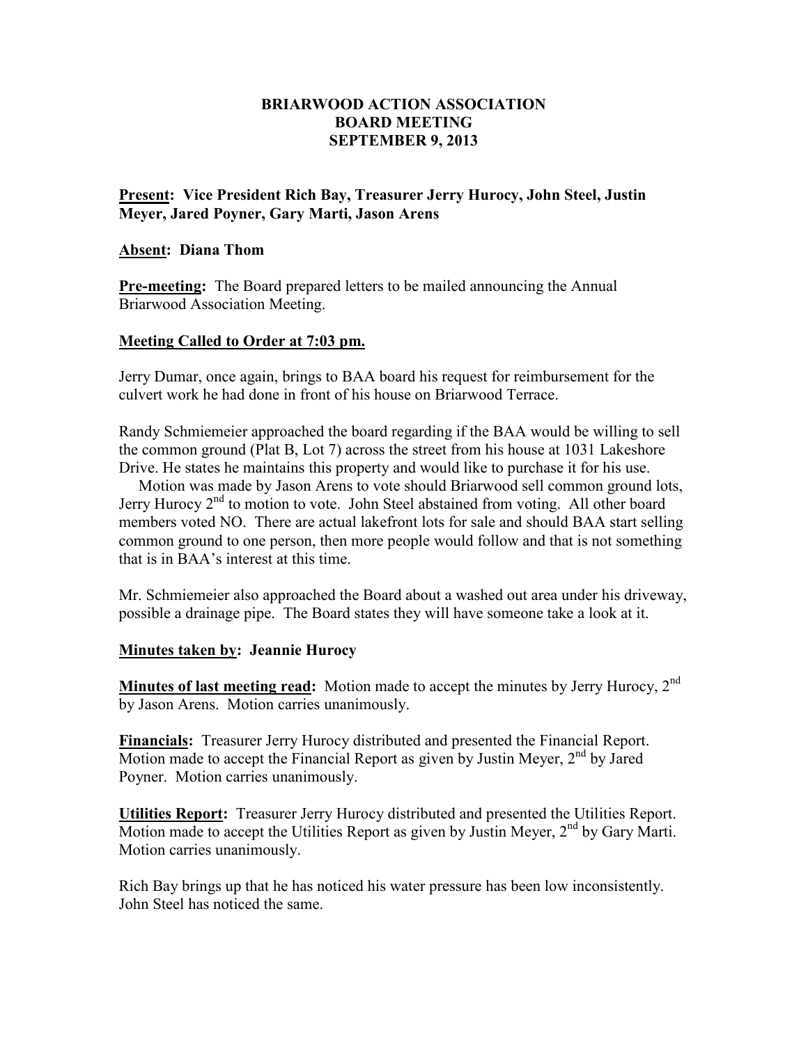# BRIARWOOD ACTION ASSOCIATION
## BOARD MEETING
## SEPTEMBER 9, 2013

**Present: Vice President Rich Bay, Treasurer Jerry Hurocy, John Steel, Justin Meyer, Jared Poyner, Gary Marti, Jason Arens**

**Absent: Diana Thom**

**Pre-meeting:** The Board prepared letters to be mailed announcing the Annual Briarwood Association Meeting.

**Meeting Called to Order at 7:03 pm.**

Jerry Dumar, once again, brings to BAA board his request for reimbursement for the culvert work he had done in front of his house on Briarwood Terrace.

Randy Schmiemeier approached the board regarding if the BAA would be willing to sell the common ground (Plat B, Lot 7) across the street from his house at 1031 Lakeshore Drive. He states he maintains this property and would like to purchase it for his use.

Motion was made by Jason Arens to vote should Briarwood sell common ground lots, Jerry Hurocy 2nd to motion to vote. John Steel abstained from voting. All other board members voted NO. There are actual lakefront lots for sale and should BAA start selling common ground to one person, then more people would follow and that is not something that is in BAA's interest at this time.

Mr. Schmiemeier also approached the Board about a washed out area under his driveway, possible a drainage pipe. The Board states they will have someone take a look at it.

**Minutes taken by: Jeannie Hurocy**

**Minutes of last meeting read:** Motion made to accept the minutes by Jerry Hurocy, 2nd by Jason Arens. Motion carries unanimously.

**Financials:** Treasurer Jerry Hurocy distributed and presented the Financial Report. Motion made to accept the Financial Report as given by Justin Meyer, 2nd by Jared Poyner. Motion carries unanimously.

**Utilities Report:** Treasurer Jerry Hurocy distributed and presented the Utilities Report. Motion made to accept the Utilities Report as given by Justin Meyer, 2nd by Gary Marti. Motion carries unanimously.

Rich Bay brings up that he has noticed his water pressure has been low inconsistently. John Steel has noticed the same.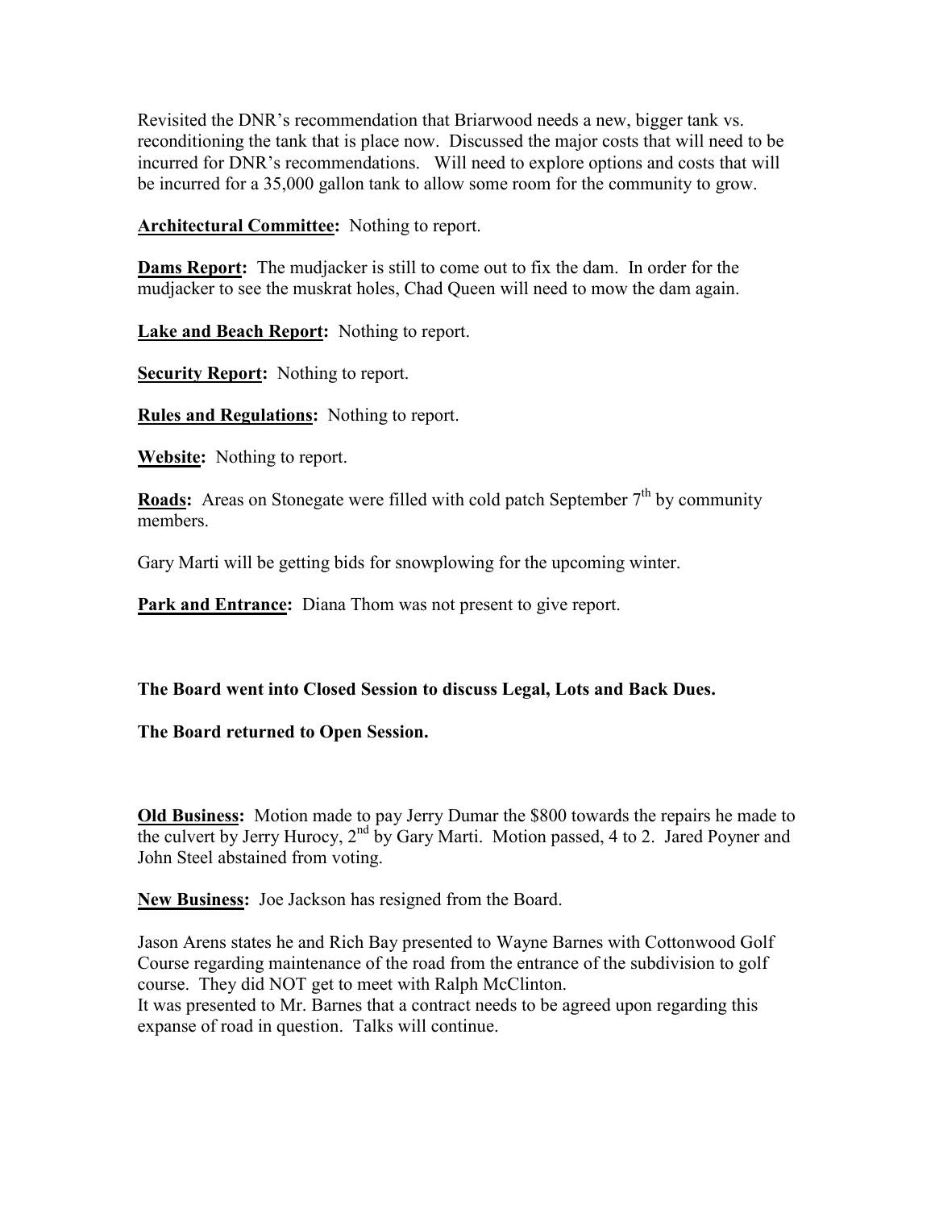Revisited the DNR's recommendation that Briarwood needs a new, bigger tank vs. reconditioning the tank that is place now. Discussed the major costs that will need to be incurred for DNR's recommendations. Will need to explore options and costs that will be incurred for a 35,000 gallon tank to allow some room for the community to grow.

**Architectural Committee:** Nothing to report.

**Dams Report:** The mudjacker is still to come out to fix the dam. In order for the mudjacker to see the muskrat holes, Chad Queen will need to mow the dam again.

**Lake and Beach Report:** Nothing to report.

**Security Report:** Nothing to report.

**Rules and Regulations:** Nothing to report.

**Website:** Nothing to report.

**Roads:** Areas on Stonegate were filled with cold patch September 7th by community members.

Gary Marti will be getting bids for snowplowing for the upcoming winter.

**Park and Entrance:** Diana Thom was not present to give report.

**The Board went into Closed Session to discuss Legal, Lots and Back Dues.**

**The Board returned to Open Session.**

**Old Business:** Motion made to pay Jerry Dumar the $800 towards the repairs he made to the culvert by Jerry Hurocy, 2nd by Gary Marti. Motion passed, 4 to 2. Jared Poyner and John Steel abstained from voting.

**New Business:** Joe Jackson has resigned from the Board.

Jason Arens states he and Rich Bay presented to Wayne Barnes with Cottonwood Golf Course regarding maintenance of the road from the entrance of the subdivision to golf course. They did NOT get to meet with Ralph McClinton.
It was presented to Mr. Barnes that a contract needs to be agreed upon regarding this expanse of road in question. Talks will continue.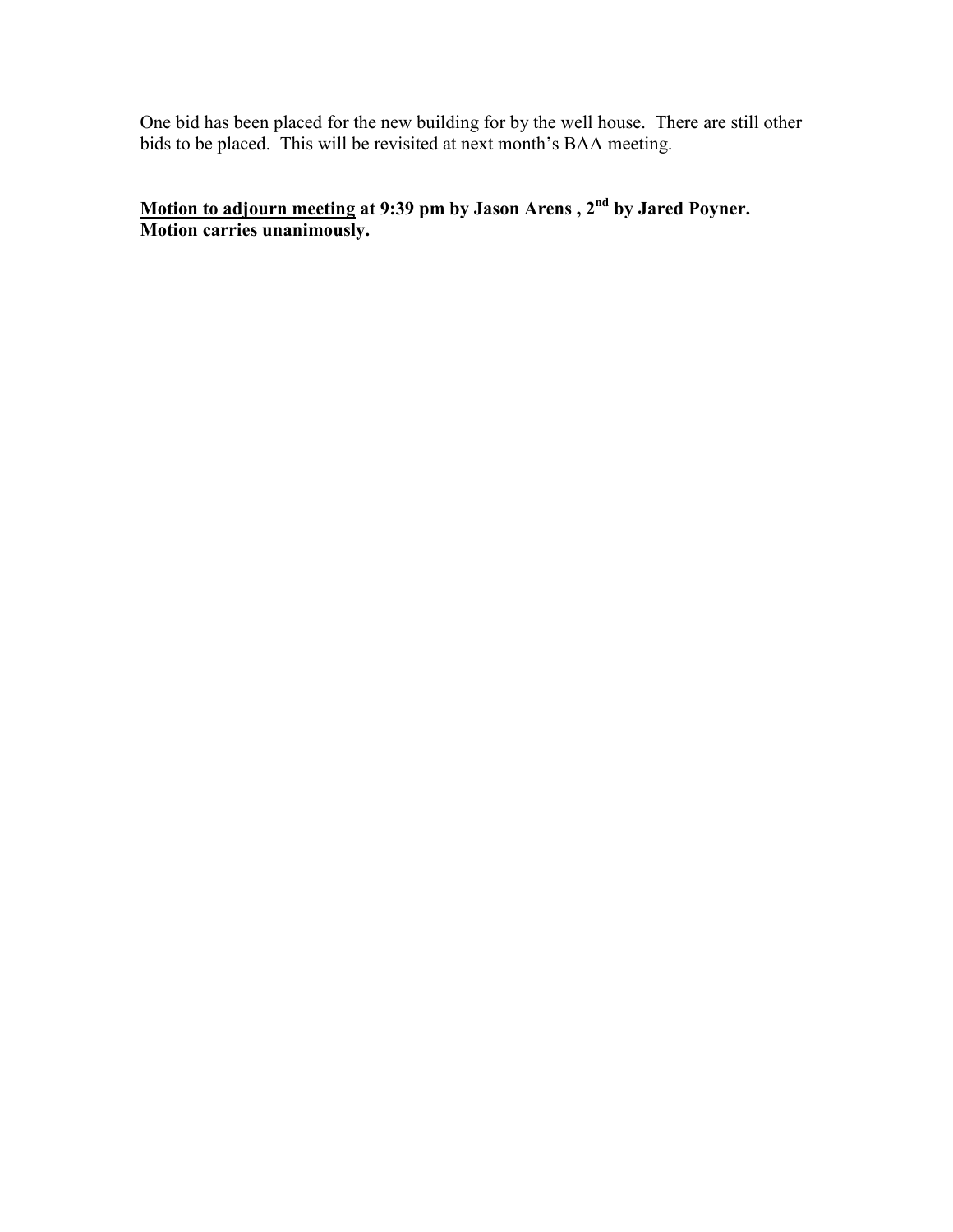One bid has been placed for the new building for by the well house. There are still other bids to be placed. This will be revisited at next month's BAA meeting.

**<u>Motion to adjourn meeting</u> at 9:39 pm by Jason Arens , 2nd by Jared Poyner. Motion carries unanimously.**